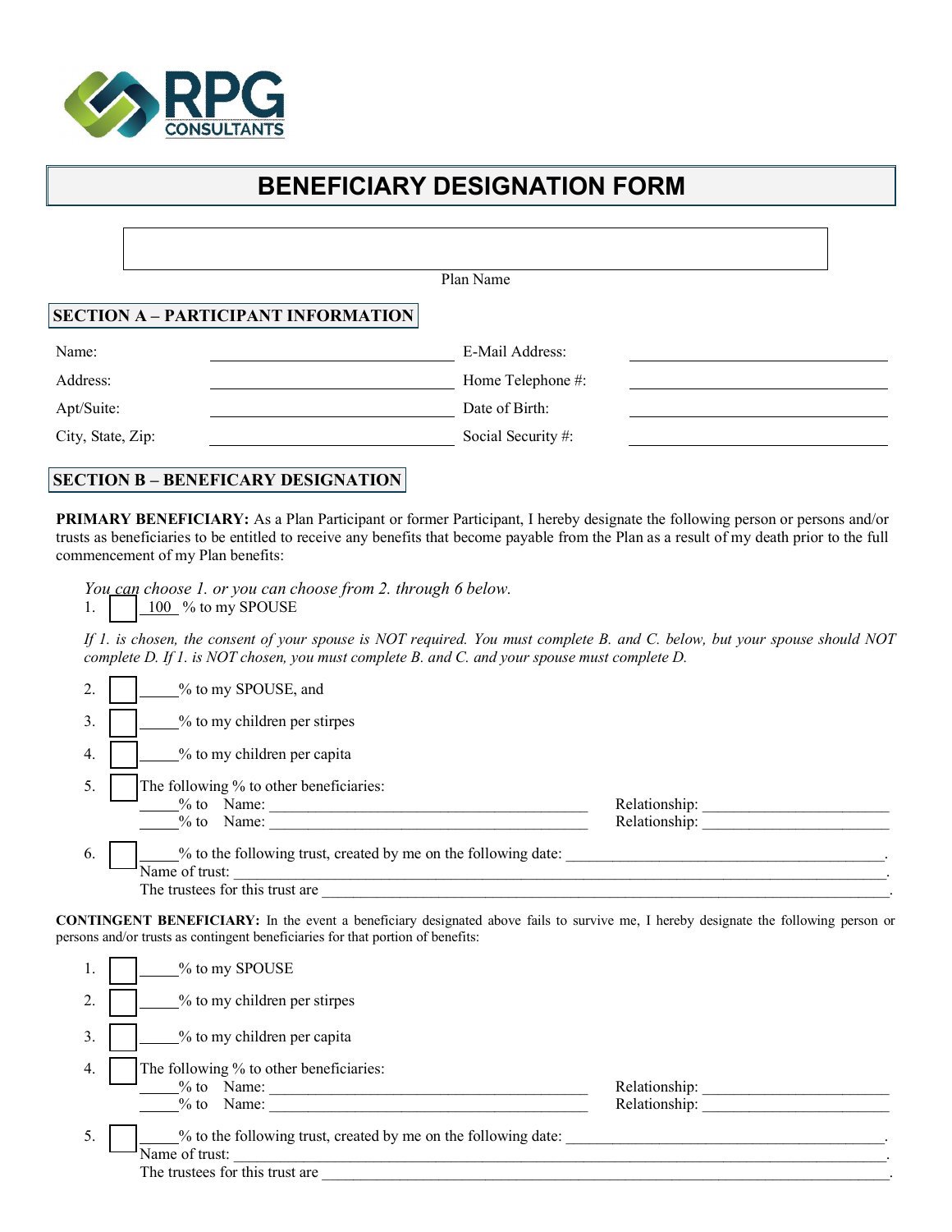RPG CONSULTANTS

# BENEFICIARY DESIGNATION FORM

Plan Name

## SECTION A – PARTICIPANT INFORMATION

| | | | |
|---|---|---|---|
| Name: | ______________ | E-Mail Address: | ______________ |
| Address: | ______________ | Home Telephone #: | ______________ |
| Apt/Suite: | ______________ | Date of Birth: | ______________ |
| City, State, Zip: | ______________ | Social Security #: | ______________ |

## SECTION B – BENEFICARY DESIGNATION

**PRIMARY BENEFICIARY:** As a Plan Participant or former Participant, I hereby designate the following person or persons and/or trusts as beneficiaries to be entitled to receive any benefits that become payable from the Plan as a result of my death prior to the full commencement of my Plan benefits:

*You can choose 1. or you can choose from 2. through 6 below.*

1. ☐ 100 % to my SPOUSE

*If 1. is chosen, the consent of your spouse is NOT required. You must complete B. and C. below, but your spouse should NOT complete D. If 1. is NOT chosen, you must complete B. and C. and your spouse must complete D.*

2. ☐ _____% to my SPOUSE, and
3. ☐ _____% to my children per stirpes
4. ☐ _____% to my children per capita
5. ☐ The following % to other beneficiaries:
   _____% to Name: ______________________ Relationship: ______________
   _____% to Name: ______________________ Relationship: ______________
6. ☐ _____% to the following trust, created by me on the following date: ______________________.
   Name of trust: ______________________________________________.
   The trustees for this trust are ______________________________________.

**CONTINGENT BENEFICIARY:** In the event a beneficiary designated above fails to survive me, I hereby designate the following person or persons and/or trusts as contingent beneficiaries for that portion of benefits:

1. ☐ _____% to my SPOUSE
2. ☐ _____% to my children per stirpes
3. ☐ _____% to my children per capita
4. ☐ The following % to other beneficiaries:
   _____% to Name: ______________________ Relationship: ______________
   _____% to Name: ______________________ Relationship: ______________
5. ☐ _____% to the following trust, created by me on the following date: ______________________.
   Name of trust: ______________________________________________.
   The trustees for this trust are ______________________________________.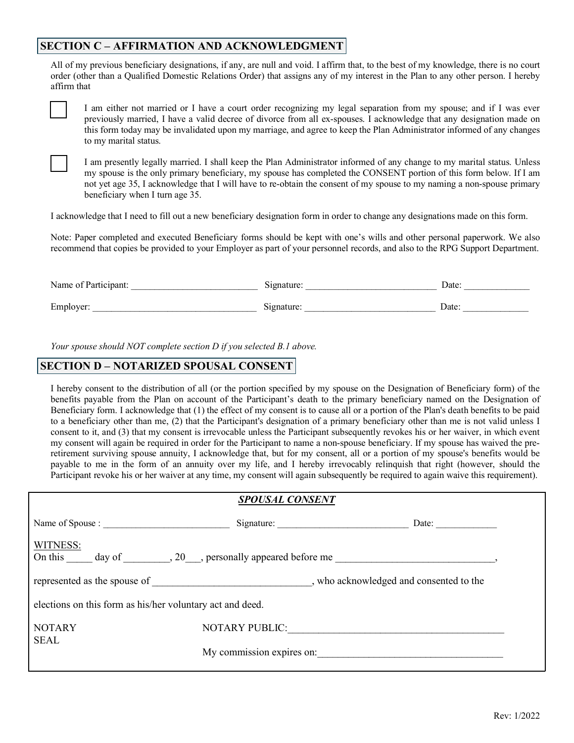## SECTION C – AFFIRMATION AND ACKNOWLEDGMENT

All of my previous beneficiary designations, if any, are null and void. I affirm that, to the best of my knowledge, there is no court order (other than a Qualified Domestic Relations Order) that assigns any of my interest in the Plan to any other person. I hereby affirm that

☐ I am either not married or I have a court order recognizing my legal separation from my spouse; and if I was ever previously married, I have a valid decree of divorce from all ex-spouses. I acknowledge that any designation made on this form today may be invalidated upon my marriage, and agree to keep the Plan Administrator informed of any changes to my marital status.

☐ I am presently legally married. I shall keep the Plan Administrator informed of any change to my marital status. Unless my spouse is the only primary beneficiary, my spouse has completed the CONSENT portion of this form below. If I am not yet age 35, I acknowledge that I will have to re-obtain the consent of my spouse to my naming a non-spouse primary beneficiary when I turn age 35.

I acknowledge that I need to fill out a new beneficiary designation form in order to change any designations made on this form.

Note: Paper completed and executed Beneficiary forms should be kept with one's wills and other personal paperwork. We also recommend that copies be provided to your Employer as part of your personnel records, and also to the RPG Support Department.

Name of Participant: ___________________________ Signature: ____________________________ Date: ______________

Employer: ___________________________________ Signature: ____________________________ Date: ______________

*Your spouse should NOT complete section D if you selected B.1 above.*

## SECTION D – NOTARIZED SPOUSAL CONSENT

I hereby consent to the distribution of all (or the portion specified by my spouse on the Designation of Beneficiary form) of the benefits payable from the Plan on account of the Participant's death to the primary beneficiary named on the Designation of Beneficiary form. I acknowledge that (1) the effect of my consent is to cause all or a portion of the Plan's death benefits to be paid to a beneficiary other than me, (2) that the Participant's designation of a primary beneficiary other than me is not valid unless I consent to it, and (3) that my consent is irrevocable unless the Participant subsequently revokes his or her waiver, in which event my consent will again be required in order for the Participant to name a non-spouse beneficiary. If my spouse has waived the pre-retirement surviving spouse annuity, I acknowledge that, but for my consent, all or a portion of my spouse's benefits would be payable to me in the form of an annuity over my life, and I hereby irrevocably relinquish that right (however, should the Participant revoke his or her waiver at any time, my consent will again subsequently be required to again waive this requirement).

***SPOUSAL CONSENT***

Name of Spouse : ___________________________ Signature: ____________________________ Date: _____________

WITNESS:
On this _____ day of _________, 20___, personally appeared before me _______________________________,

represented as the spouse of _______________________________, who acknowledged and consented to the

elections on this form as his/her voluntary act and deed.

NOTARY SEAL

NOTARY PUBLIC:___________________________________________

My commission expires on:____________________________________

Rev: 1/2022